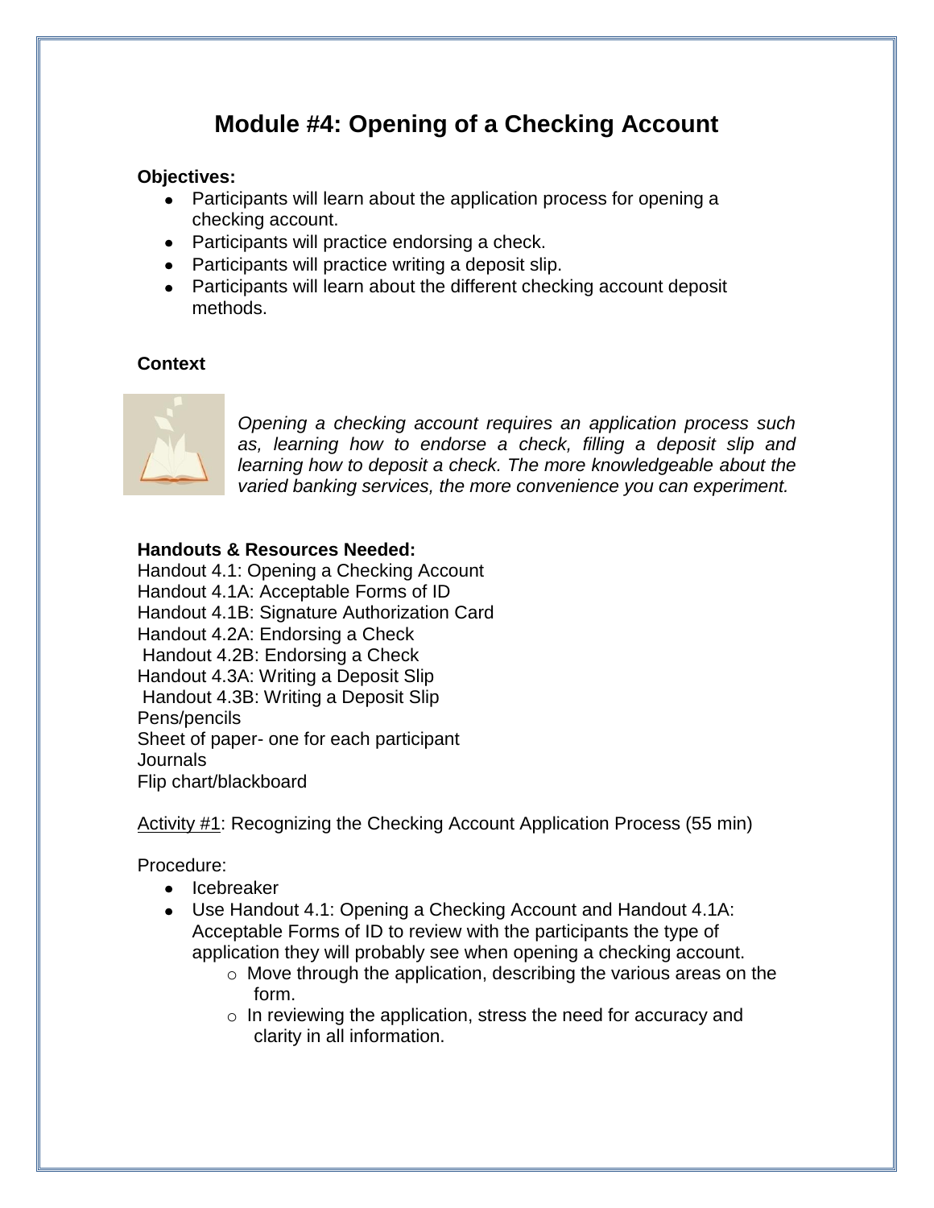# Module #4: Opening of a Checking Account

**Objectives:**

- Participants will learn about the application process for opening a checking account.
- Participants will practice endorsing a check.
- Participants will practice writing a deposit slip.
- Participants will learn about the different checking account deposit methods.

**Context**

*Opening a checking account requires an application process such as, learning how to endorse a check, filling a deposit slip and learning how to deposit a check. The more knowledgeable about the varied banking services, the more convenience you can experiment.*

**Handouts & Resources Needed:**

Handout 4.1: Opening a Checking Account
Handout 4.1A: Acceptable Forms of ID
Handout 4.1B: Signature Authorization Card
Handout 4.2A: Endorsing a Check
Handout 4.2B: Endorsing a Check
Handout 4.3A: Writing a Deposit Slip
Handout 4.3B: Writing a Deposit Slip
Pens/pencils
Sheet of paper- one for each participant
Journals
Flip chart/blackboard

<u>Activity #1</u>: Recognizing the Checking Account Application Process (55 min)

Procedure:

- Icebreaker
- Use Handout 4.1: Opening a Checking Account and Handout 4.1A: Acceptable Forms of ID to review with the participants the type of application they will probably see when opening a checking account.
  - Move through the application, describing the various areas on the form.
  - In reviewing the application, stress the need for accuracy and clarity in all information.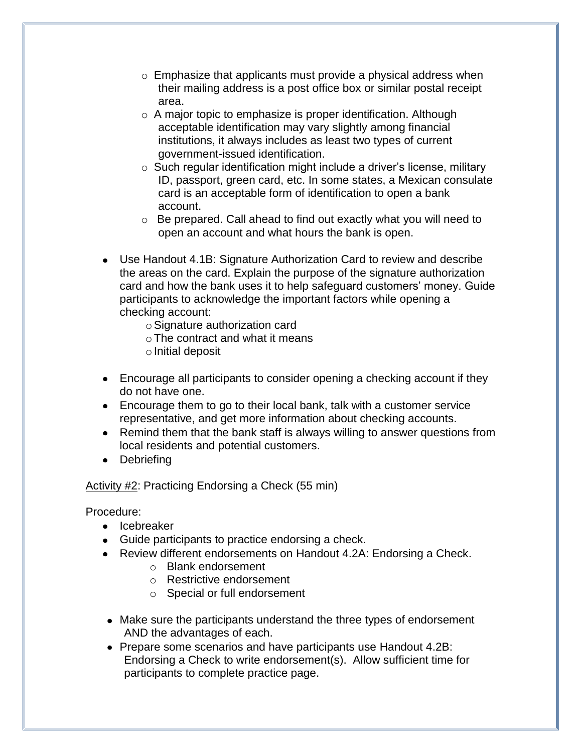- Emphasize that applicants must provide a physical address when their mailing address is a post office box or similar postal receipt area.
  - A major topic to emphasize is proper identification. Although acceptable identification may vary slightly among financial institutions, it always includes as least two types of current government-issued identification.
  - Such regular identification might include a driver's license, military ID, passport, green card, etc. In some states, a Mexican consulate card is an acceptable form of identification to open a bank account.
  - Be prepared. Call ahead to find out exactly what you will need to open an account and what hours the bank is open.

- Use Handout 4.1B: Signature Authorization Card to review and describe the areas on the card. Explain the purpose of the signature authorization card and how the bank uses it to help safeguard customers' money. Guide participants to acknowledge the important factors while opening a checking account:
  - Signature authorization card
  - The contract and what it means
  - Initial deposit

- Encourage all participants to consider opening a checking account if they do not have one.
- Encourage them to go to their local bank, talk with a customer service representative, and get more information about checking accounts.
- Remind them that the bank staff is always willing to answer questions from local residents and potential customers.
- Debriefing

<u>Activity #2</u>: Practicing Endorsing a Check (55 min)

Procedure:

- Icebreaker
- Guide participants to practice endorsing a check.
- Review different endorsements on Handout 4.2A: Endorsing a Check.
  - Blank endorsement
  - Restrictive endorsement
  - Special or full endorsement

- Make sure the participants understand the three types of endorsement AND the advantages of each.
- Prepare some scenarios and have participants use Handout 4.2B: Endorsing a Check to write endorsement(s). Allow sufficient time for participants to complete practice page.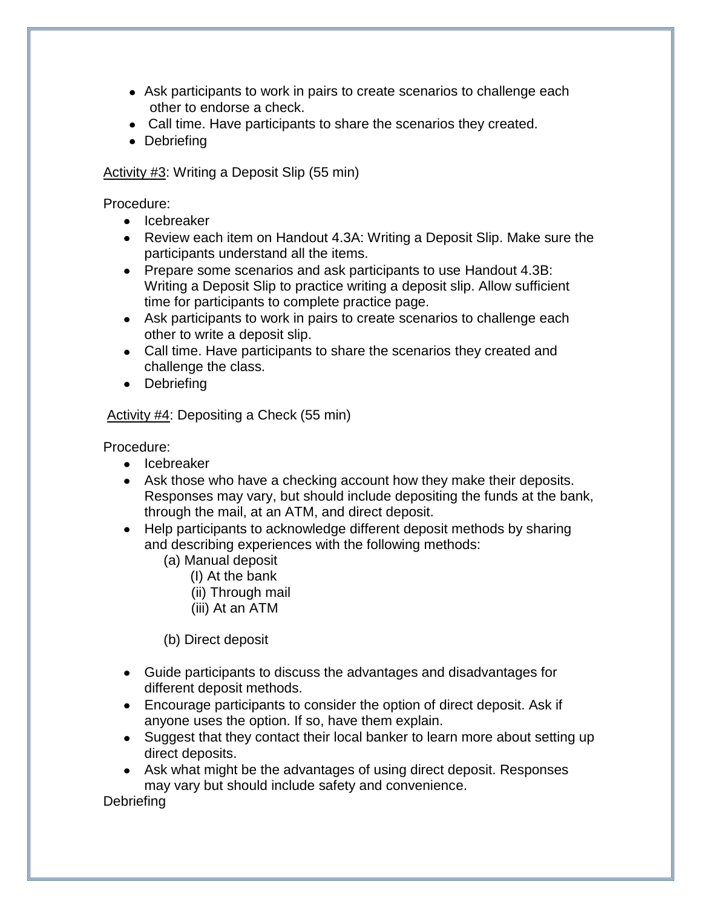- Ask participants to work in pairs to create scenarios to challenge each other to endorse a check.
- Call time. Have participants to share the scenarios they created.
- Debriefing

Activity #3: Writing a Deposit Slip (55 min)

Procedure:

- Icebreaker
- Review each item on Handout 4.3A: Writing a Deposit Slip. Make sure the participants understand all the items.
- Prepare some scenarios and ask participants to use Handout 4.3B: Writing a Deposit Slip to practice writing a deposit slip. Allow sufficient time for participants to complete practice page.
- Ask participants to work in pairs to create scenarios to challenge each other to write a deposit slip.
- Call time. Have participants to share the scenarios they created and challenge the class.
- Debriefing

Activity #4: Depositing a Check (55 min)

Procedure:

- Icebreaker
- Ask those who have a checking account how they make their deposits. Responses may vary, but should include depositing the funds at the bank, through the mail, at an ATM, and direct deposit.
- Help participants to acknowledge different deposit methods by sharing and describing experiences with the following methods:
  - (a) Manual deposit
    - (I) At the bank
    - (ii) Through mail
    - (iii) At an ATM
  - (b) Direct deposit
- Guide participants to discuss the advantages and disadvantages for different deposit methods.
- Encourage participants to consider the option of direct deposit. Ask if anyone uses the option. If so, have them explain.
- Suggest that they contact their local banker to learn more about setting up direct deposits.
- Ask what might be the advantages of using direct deposit. Responses may vary but should include safety and convenience.

Debriefing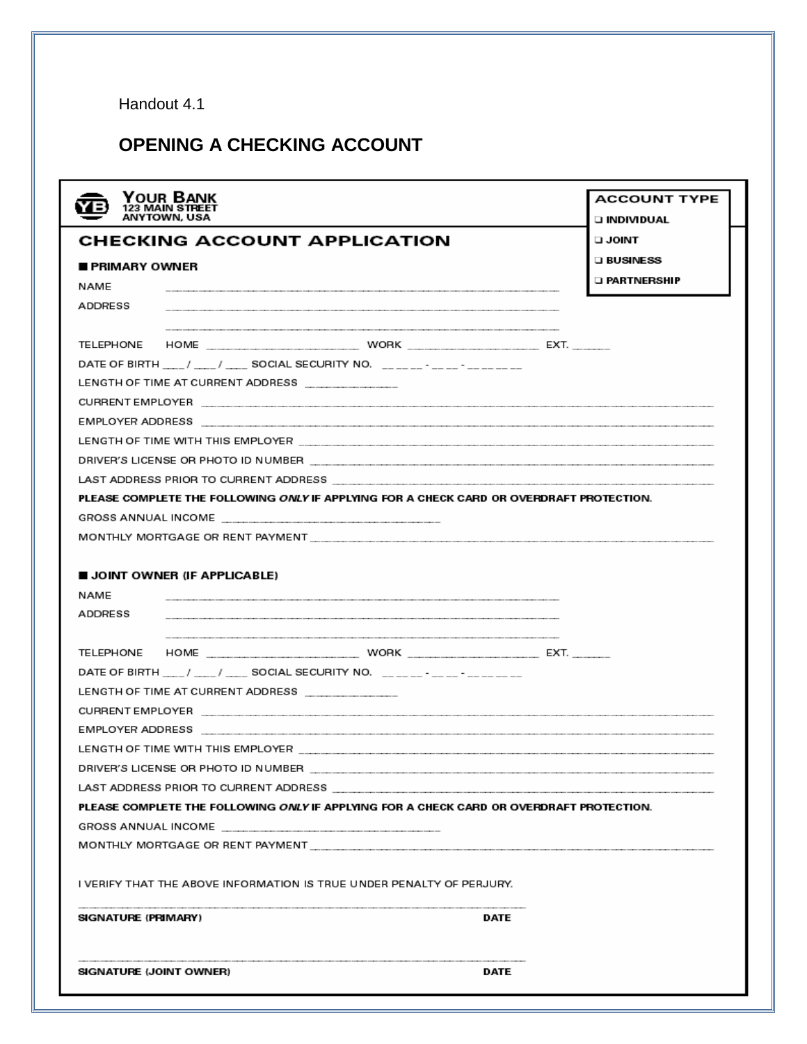Handout 4.1

## OPENING A CHECKING ACCOUNT

**YOUR BANK**
123 MAIN STREET
ANYTOWN, USA

**ACCOUNT TYPE**

- ❑ INDIVIDUAL
- ❑ JOINT
- ❑ BUSINESS
- ❑ PARTNERSHIP

### CHECKING ACCOUNT APPLICATION

**■ PRIMARY OWNER**

NAME ______________________________

ADDRESS ______________________________

______________________________

TELEPHONE HOME ______________ WORK ______________ EXT. ______

DATE OF BIRTH ___ / ___ / ___ SOCIAL SECURITY NO. __ __ __ - __ __ - __ __ __ __

LENGTH OF TIME AT CURRENT ADDRESS ______________

CURRENT EMPLOYER ______________________________

EMPLOYER ADDRESS ______________________________

LENGTH OF TIME WITH THIS EMPLOYER ______________________________

DRIVER'S LICENSE OR PHOTO ID NUMBER ______________________________

LAST ADDRESS PRIOR TO CURRENT ADDRESS ______________________________

**PLEASE COMPLETE THE FOLLOWING *ONLY* IF APPLYING FOR A CHECK CARD OR OVERDRAFT PROTECTION.**

GROSS ANNUAL INCOME ______________________________

MONTHLY MORTGAGE OR RENT PAYMENT ______________________________

**■ JOINT OWNER (IF APPLICABLE)**

NAME ______________________________

ADDRESS ______________________________

______________________________

TELEPHONE HOME ______________ WORK ______________ EXT. ______

DATE OF BIRTH ___ / ___ / ___ SOCIAL SECURITY NO. __ __ __ - __ __ - __ __ __ __

LENGTH OF TIME AT CURRENT ADDRESS ______________

CURRENT EMPLOYER ______________________________

EMPLOYER ADDRESS ______________________________

LENGTH OF TIME WITH THIS EMPLOYER ______________________________

DRIVER'S LICENSE OR PHOTO ID NUMBER ______________________________

LAST ADDRESS PRIOR TO CURRENT ADDRESS ______________________________

**PLEASE COMPLETE THE FOLLOWING *ONLY* IF APPLYING FOR A CHECK CARD OR OVERDRAFT PROTECTION.**

GROSS ANNUAL INCOME ______________________________

MONTHLY MORTGAGE OR RENT PAYMENT ______________________________

I VERIFY THAT THE ABOVE INFORMATION IS TRUE UNDER PENALTY OF PERJURY.

______________________________

**SIGNATURE (PRIMARY)** **DATE**

______________________________

**SIGNATURE (JOINT OWNER)** **DATE**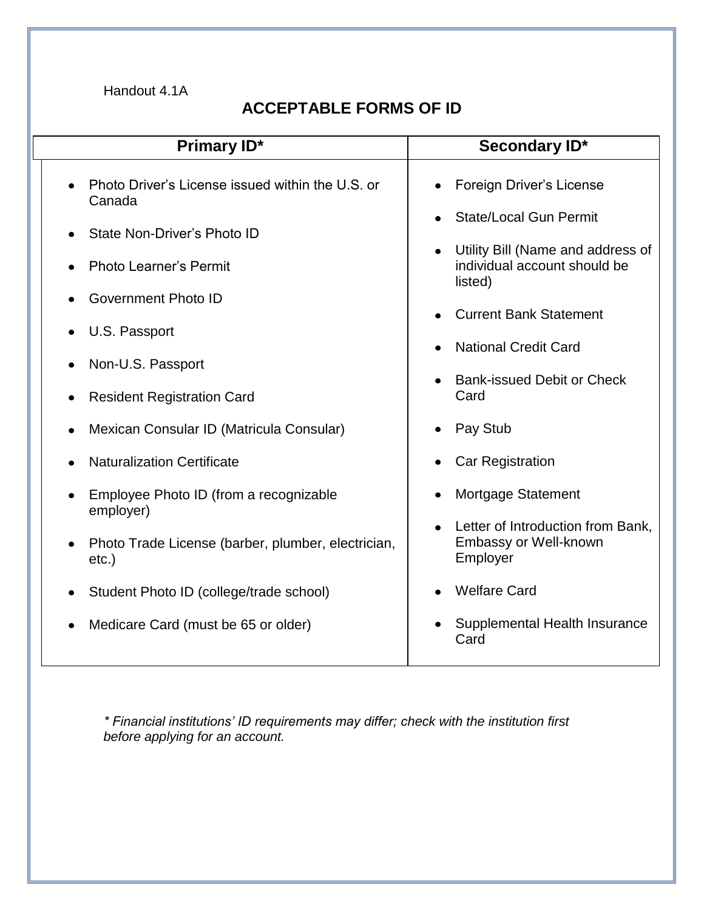Handout 4.1A

## ACCEPTABLE FORMS OF ID

| Primary ID* | Secondary ID* |
|---|---|
| • Photo Driver's License issued within the U.S. or Canada<br>• State Non-Driver's Photo ID<br>• Photo Learner's Permit<br>• Government Photo ID<br>• U.S. Passport<br>• Non-U.S. Passport<br>• Resident Registration Card<br>• Mexican Consular ID (Matricula Consular)<br>• Naturalization Certificate<br>• Employee Photo ID (from a recognizable employer)<br>• Photo Trade License (barber, plumber, electrician, etc.)<br>• Student Photo ID (college/trade school)<br>• Medicare Card (must be 65 or older) | • Foreign Driver's License<br>• State/Local Gun Permit<br>• Utility Bill (Name and address of individual account should be listed)<br>• Current Bank Statement<br>• National Credit Card<br>• Bank-issued Debit or Check Card<br>• Pay Stub<br>• Car Registration<br>• Mortgage Statement<br>• Letter of Introduction from Bank, Embassy or Well-known Employer<br>• Welfare Card<br>• Supplemental Health Insurance Card |

*\* Financial institutions' ID requirements may differ; check with the institution first before applying for an account.*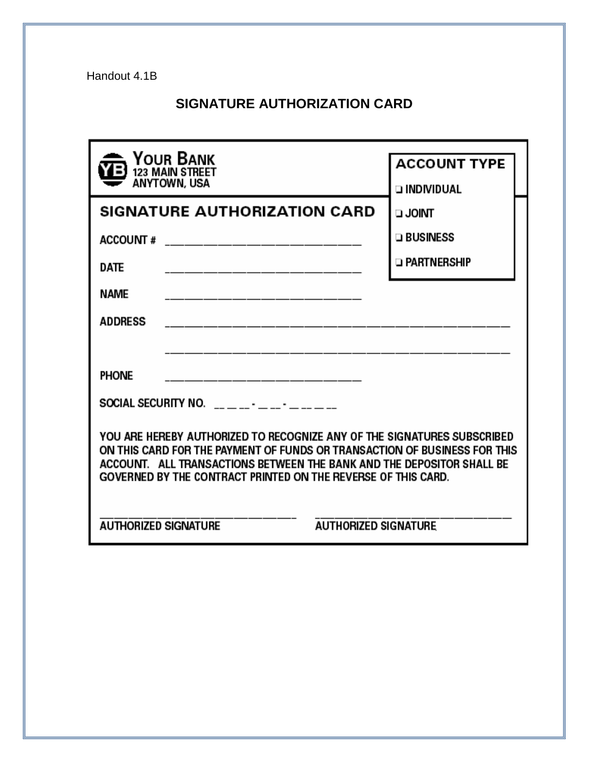Handout 4.1B

## SIGNATURE AUTHORIZATION CARD

**YOUR BANK**
123 MAIN STREET
ANYTOWN, USA

**ACCOUNT TYPE**

- ❑ INDIVIDUAL
- ❑ JOINT
- ❑ BUSINESS
- ❑ PARTNERSHIP

**SIGNATURE AUTHORIZATION CARD**

ACCOUNT # ______________________________

DATE ______________________________

NAME ______________________________

ADDRESS ______________________________________________________

______________________________________________________

PHONE ______________________________

SOCIAL SECURITY NO. ___ - __ - ____

YOU ARE HEREBY AUTHORIZED TO RECOGNIZE ANY OF THE SIGNATURES SUBSCRIBED ON THIS CARD FOR THE PAYMENT OF FUNDS OR TRANSACTION OF BUSINESS FOR THIS ACCOUNT. ALL TRANSACTIONS BETWEEN THE BANK AND THE DEPOSITOR SHALL BE GOVERNED BY THE CONTRACT PRINTED ON THE REVERSE OF THIS CARD.

______________________________ ______________________________
AUTHORIZED SIGNATURE AUTHORIZED SIGNATURE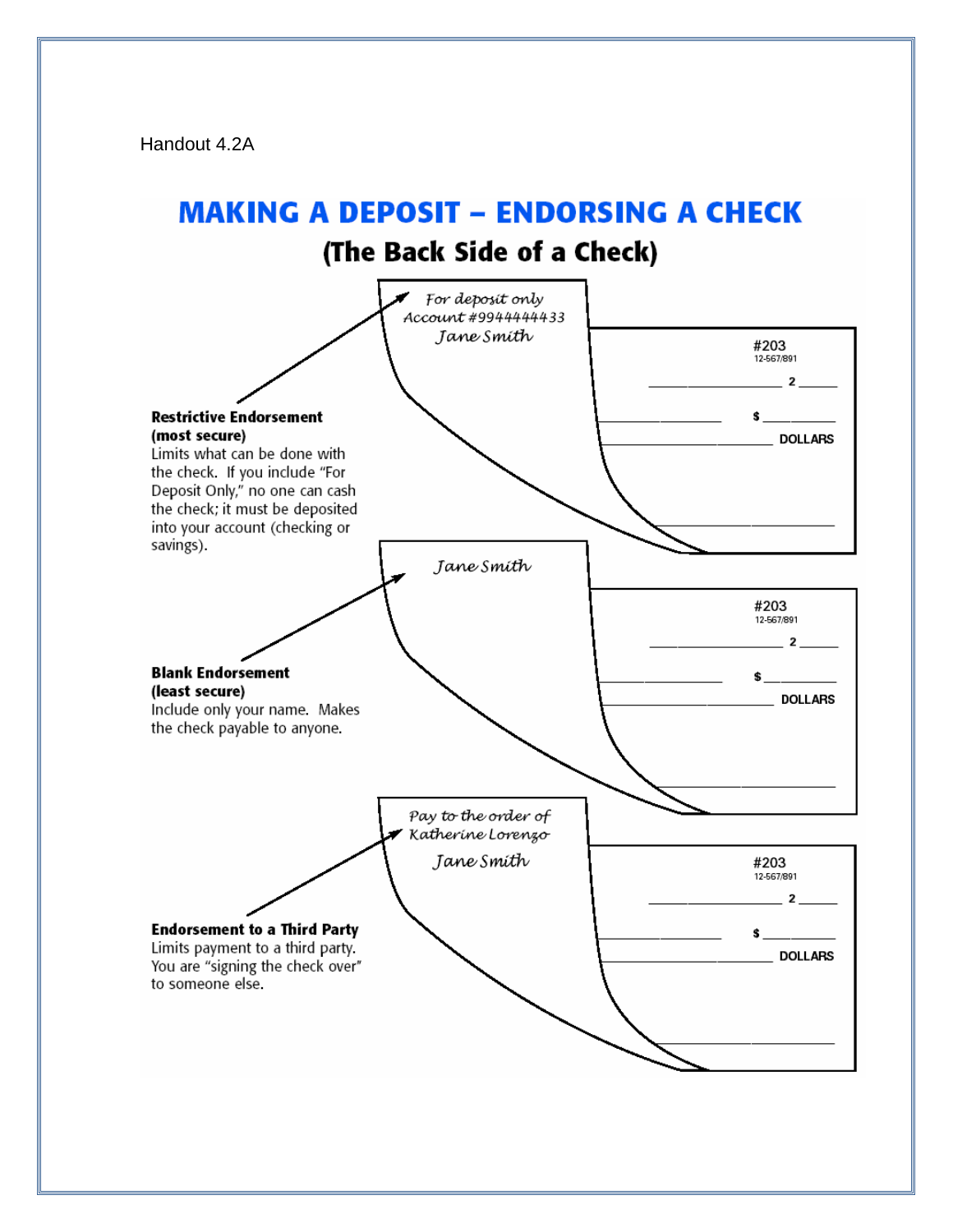Handout 4.2A

# MAKING A DEPOSIT – ENDORSING A CHECK

## (The Back Side of a Check)

*For deposit only*
*Account #9944444433*
*Jane Smith*

#203
12-567/891
2

$
DOLLARS

**Restrictive Endorsement**
**(most secure)**
Limits what can be done with the check. If you include "For Deposit Only," no one can cash the check; it must be deposited into your account (checking or savings).

*Jane Smith*

#203
12-567/891
2

$
DOLLARS

**Blank Endorsement**
**(least secure)**
Include only your name. Makes the check payable to anyone.

*Pay to the order of*
*Katherine Lorenzo*
*Jane Smith*

#203
12-567/891
2

$
DOLLARS

**Endorsement to a Third Party**
Limits payment to a third party. You are "signing the check over" to someone else.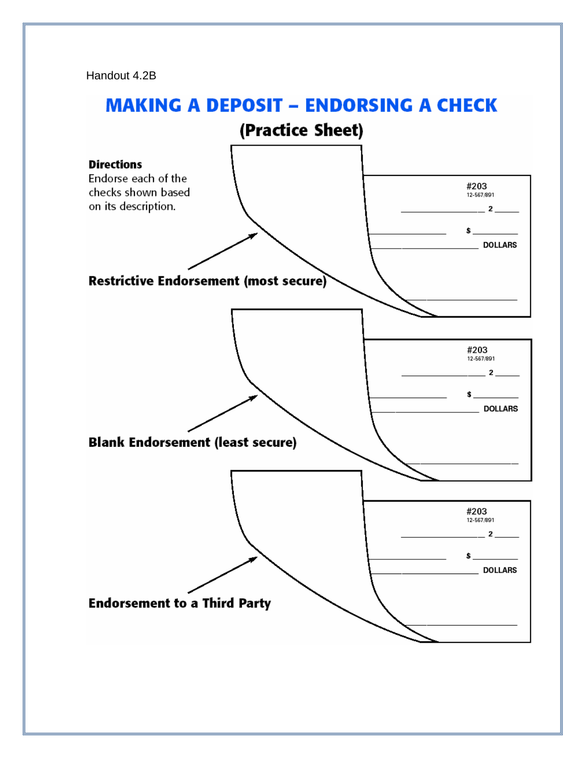Handout 4.2B

# MAKING A DEPOSIT – ENDORSING A CHECK

## (Practice Sheet)

**Directions**
Endorse each of the checks shown based on its description.

#203
12-567/891
_______________ 2 _____
$ _________
_______________ DOLLARS
_______________

**Restrictive Endorsement (most secure)**

#203
12-567/891
_______________ 2 _____
$ _________
_______________ DOLLARS
_______________

**Blank Endorsement (least secure)**

#203
12-567/891
_______________ 2 _____
$ _________
_______________ DOLLARS
_______________

**Endorsement to a Third Party**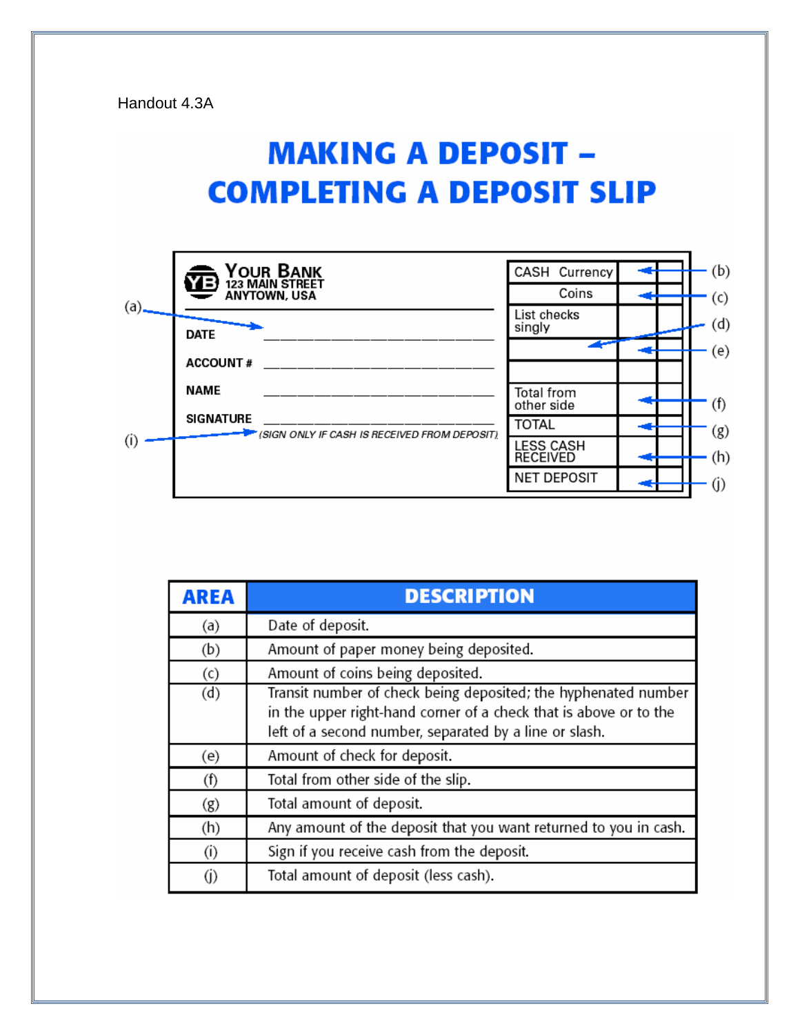Handout 4.3A

# MAKING A DEPOSIT – COMPLETING A DEPOSIT SLIP

YOUR BANK
123 MAIN STREET
ANYTOWN, USA

DATE ______________________________ (a)

ACCOUNT # ______________________________

NAME ______________________________

SIGNATURE ______________________________ (i)

*(SIGN ONLY IF CASH IS RECEIVED FROM DEPOSIT)*

| | | |
|---|---|---|
| CASH Currency | | (b) |
| Coins | | (c) |
| List checks singly | | (d) |
| | | (e) |
| | | |
| Total from other side | | (f) |
| TOTAL | | (g) |
| LESS CASH RECEIVED | | (h) |
| NET DEPOSIT | | (j) |

| AREA | DESCRIPTION |
|---|---|
| (a) | Date of deposit. |
| (b) | Amount of paper money being deposited. |
| (c) | Amount of coins being deposited. |
| (d) | Transit number of check being deposited; the hyphenated number in the upper right-hand corner of a check that is above or to the left of a second number, separated by a line or slash. |
| (e) | Amount of check for deposit. |
| (f) | Total from other side of the slip. |
| (g) | Total amount of deposit. |
| (h) | Any amount of the deposit that you want returned to you in cash. |
| (i) | Sign if you receive cash from the deposit. |
| (j) | Total amount of deposit (less cash). |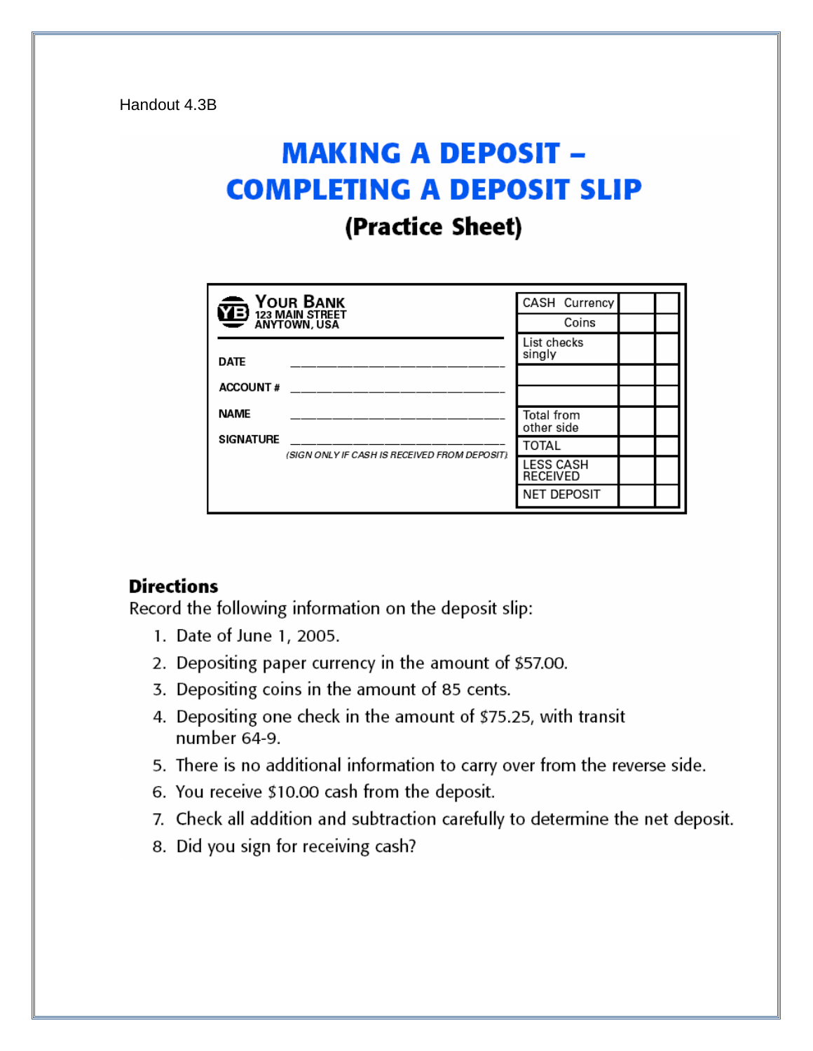Handout 4.3B

# MAKING A DEPOSIT – COMPLETING A DEPOSIT SLIP

## (Practice Sheet)

**YOUR BANK**
123 MAIN STREET
ANYTOWN, USA

DATE ______________________________

ACCOUNT # ______________________________

NAME ______________________________

SIGNATURE ______________________________
*(SIGN ONLY IF CASH IS RECEIVED FROM DEPOSIT)*

| | | |
|---|---|---|
| CASH Currency | | |
| Coins | | |
| List checks singly | | |
| | | |
| | | |
| Total from other side | | |
| TOTAL | | |
| LESS CASH RECEIVED | | |
| NET DEPOSIT | | |

## Directions

Record the following information on the deposit slip:

1. Date of June 1, 2005.
2. Depositing paper currency in the amount of $57.00.
3. Depositing coins in the amount of 85 cents.
4. Depositing one check in the amount of $75.25, with transit number 64-9.
5. There is no additional information to carry over from the reverse side.
6. You receive $10.00 cash from the deposit.
7. Check all addition and subtraction carefully to determine the net deposit.
8. Did you sign for receiving cash?